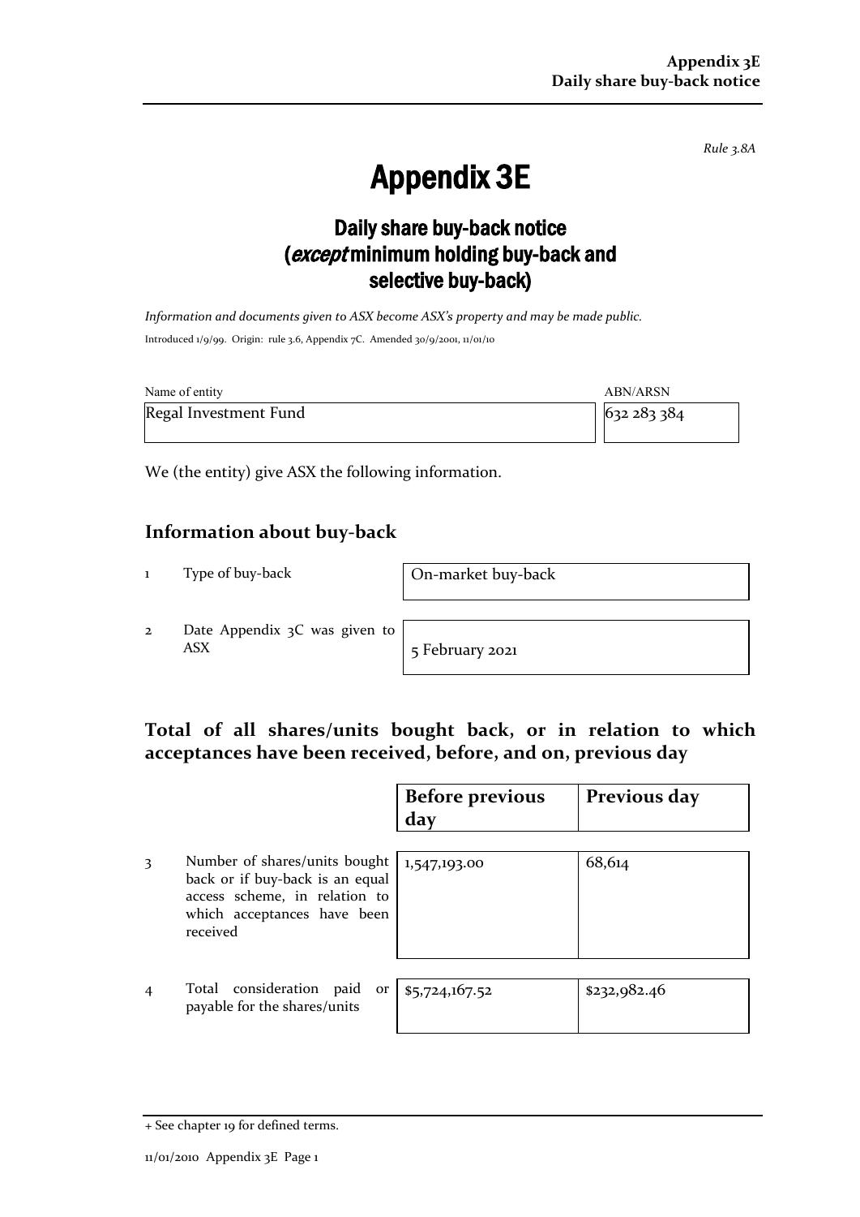*Rule 3.8A*

# Appendix 3E

## Daily share buy-back notice (*except* minimum holding buy-back and selective buy-back)

*Information and documents given to ASX become ASX's property and may be made public.*

Introduced 1/9/99. Origin: rule 3.6, Appendix 7C. Amended 30/9/2001, 11/01/10

| Name of entity | ABN/ARSN |
|---|---|
| Regal Investment Fund | 632 283 384 |

We (the entity) give ASX the following information.

### Information about buy-back

| | | |
|---|---|---|
| 1 | Type of buy-back | On-market buy-back |
| 2 | Date Appendix 3C was given to ASX | 5 February 2021 |

### Total of all shares/units bought back, or in relation to which acceptances have been received, before, and on, previous day

| | | Before previous day | Previous day |
|---|---|---|---|
| 3 | Number of shares/units bought back or if buy-back is an equal access scheme, in relation to which acceptances have been received | 1,547,193.00 | 68,614 |
| 4 | Total consideration paid or payable for the shares/units | $5,724,167.52 | $232,982.46 |

+ See chapter 19 for defined terms.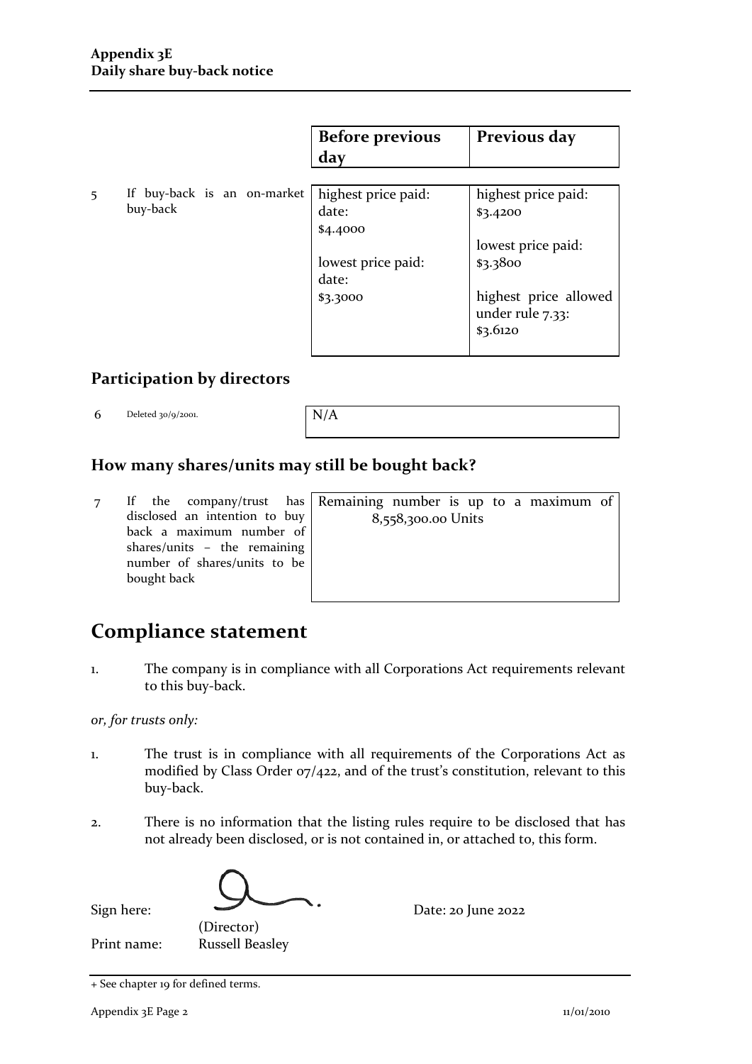**Appendix 3E**
**Daily share buy-back notice**

| | | Before previous day | Previous day |
|---|---|---|---|
| 5 | If buy-back is an on-market buy-back | highest price paid: date: $4.4000<br><br>lowest price paid: date: $3.3000 | highest price paid: $3.4200<br><br>lowest price paid: $3.3800<br><br>highest price allowed under rule 7.33: $3.6120 |

## Participation by directors

| | | |
|---|---|---|
| 6 | Deleted 30/9/2001. | N/A |

## How many shares/units may still be bought back?

| | | |
|---|---|---|
| 7 | If the company/trust has disclosed an intention to buy back a maximum number of shares/units – the remaining number of shares/units to be bought back | Remaining number is up to a maximum of 8,558,300.00 Units |

# Compliance statement

1. The company is in compliance with all Corporations Act requirements relevant to this buy-back.

*or, for trusts only:*

1. The trust is in compliance with all requirements of the Corporations Act as modified by Class Order 07/422, and of the trust's constitution, relevant to this buy-back.

2. There is no information that the listing rules require to be disclosed that has not already been disclosed, or is not contained in, or attached to, this form.

Sign here: (Director) Date: 20 June 2022

Print name: Russell Beasley

+ See chapter 19 for defined terms.